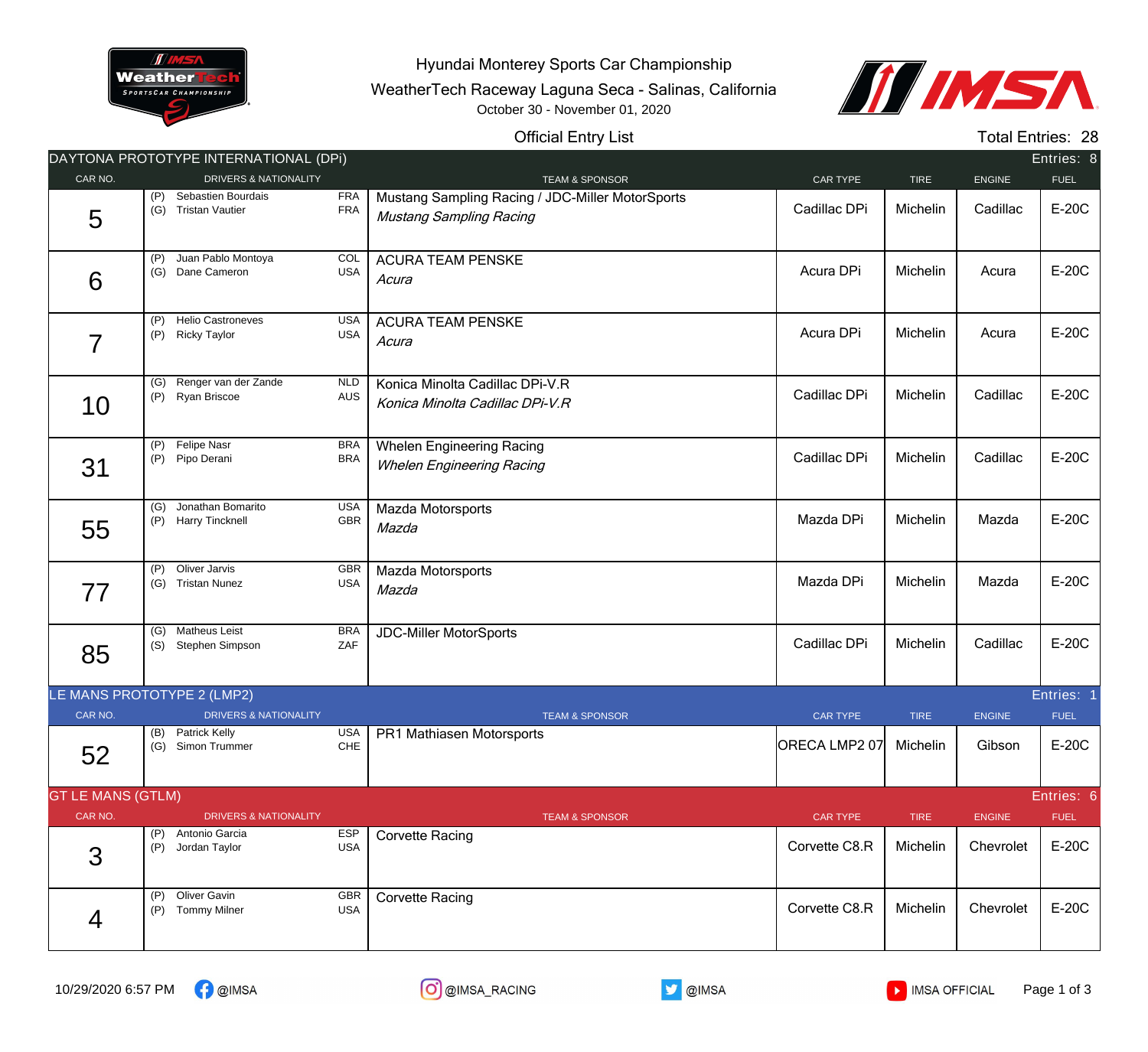# Hyundai Monterey Sports Car Championship

WeatherTech Raceway Laguna Seca - Salinas, California

October 30 - November 01, 2020

## Official Entry List

Total Entries: 28

### DAYTONA PROTOTYPE INTERNATIONAL (DPi)

Entries: 8

| CAR NO. | DRIVERS & NATIONALITY | TEAM & SPONSOR | CAR TYPE | TIRE | ENGINE | FUEL |
|---|---|---|---|---|---|---|
| 5 | (P) Sebastien Bourdais FRA<br>(G) Tristan Vautier FRA | Mustang Sampling Racing / JDC-Miller MotorSports<br>*Mustang Sampling Racing* | Cadillac DPi | Michelin | Cadillac | E-20C |
| 6 | (P) Juan Pablo Montoya COL<br>(G) Dane Cameron USA | ACURA TEAM PENSKE<br>*Acura* | Acura DPi | Michelin | Acura | E-20C |
| 7 | (P) Helio Castroneves USA<br>(P) Ricky Taylor USA | ACURA TEAM PENSKE<br>*Acura* | Acura DPi | Michelin | Acura | E-20C |
| 10 | (G) Renger van der Zande NLD<br>(P) Ryan Briscoe AUS | Konica Minolta Cadillac DPi-V.R<br>*Konica Minolta Cadillac DPi-V.R* | Cadillac DPi | Michelin | Cadillac | E-20C |
| 31 | (P) Felipe Nasr BRA<br>(P) Pipo Derani BRA | Whelen Engineering Racing<br>*Whelen Engineering Racing* | Cadillac DPi | Michelin | Cadillac | E-20C |
| 55 | (G) Jonathan Bomarito USA<br>(P) Harry Tincknell GBR | Mazda Motorsports<br>*Mazda* | Mazda DPi | Michelin | Mazda | E-20C |
| 77 | (P) Oliver Jarvis GBR<br>(G) Tristan Nunez USA | Mazda Motorsports<br>*Mazda* | Mazda DPi | Michelin | Mazda | E-20C |
| 85 | (G) Matheus Leist BRA<br>(S) Stephen Simpson ZAF | JDC-Miller MotorSports | Cadillac DPi | Michelin | Cadillac | E-20C |

### LE MANS PROTOTYPE 2 (LMP2)

Entries: 1

| CAR NO. | DRIVERS & NATIONALITY | TEAM & SPONSOR | CAR TYPE | TIRE | ENGINE | FUEL |
|---|---|---|---|---|---|---|
| 52 | (B) Patrick Kelly USA<br>(G) Simon Trummer CHE | PR1 Mathiasen Motorsports | ORECA LMP2 07 | Michelin | Gibson | E-20C |

### GT LE MANS (GTLM)

Entries: 6

| CAR NO. | DRIVERS & NATIONALITY | TEAM & SPONSOR | CAR TYPE | TIRE | ENGINE | FUEL |
|---|---|---|---|---|---|---|
| 3 | (P) Antonio Garcia ESP<br>(P) Jordan Taylor USA | Corvette Racing | Corvette C8.R | Michelin | Chevrolet | E-20C |
| 4 | (P) Oliver Gavin GBR<br>(P) Tommy Milner USA | Corvette Racing | Corvette C8.R | Michelin | Chevrolet | E-20C |

10/29/2020 6:57 PM @IMSA @IMSA_RACING @IMSA IMSA OFFICIAL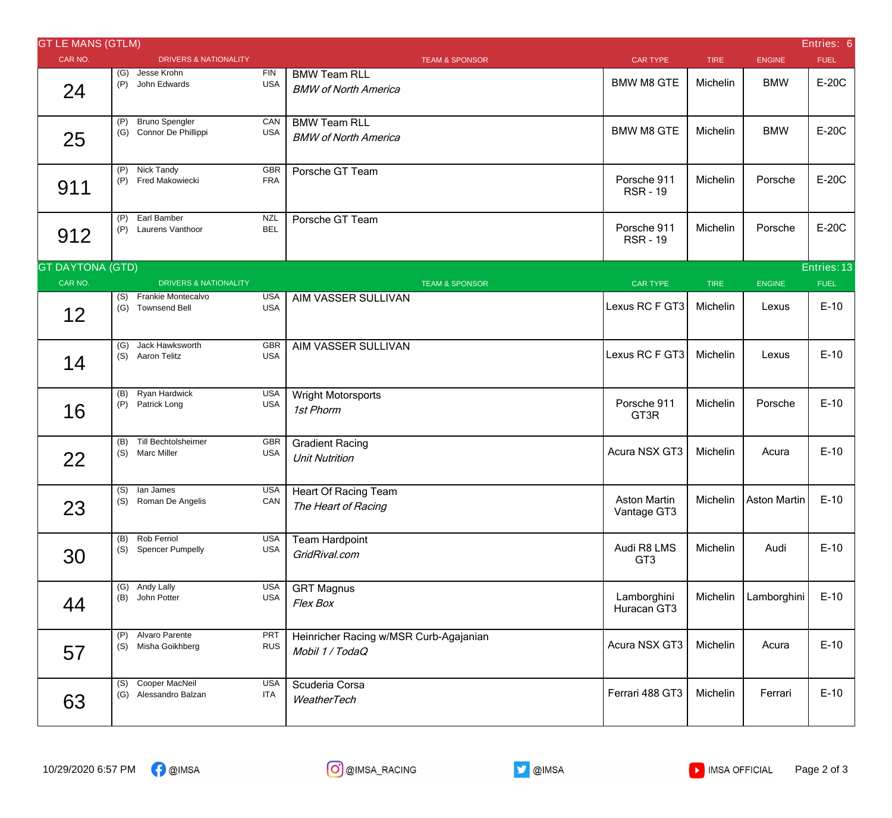## GT LE MANS (GTLM)

Entries: 6

| CAR NO. | DRIVERS & NATIONALITY | TEAM & SPONSOR | CAR TYPE | TIRE | ENGINE | FUEL |
|---|---|---|---|---|---|---|
| 24 | (G) Jesse Krohn FIN<br>(P) John Edwards USA | BMW Team RLL<br>*BMW of North America* | BMW M8 GTE | Michelin | BMW | E-20C |
| 25 | (P) Bruno Spengler CAN<br>(G) Connor De Phillippi USA | BMW Team RLL<br>*BMW of North America* | BMW M8 GTE | Michelin | BMW | E-20C |
| 911 | (P) Nick Tandy GBR<br>(P) Fred Makowiecki FRA | Porsche GT Team | Porsche 911 RSR - 19 | Michelin | Porsche | E-20C |
| 912 | (P) Earl Bamber NZL<br>(P) Laurens Vanthoor BEL | Porsche GT Team | Porsche 911 RSR - 19 | Michelin | Porsche | E-20C |

## GT DAYTONA (GTD)

Entries: 13

| CAR NO. | DRIVERS & NATIONALITY | TEAM & SPONSOR | CAR TYPE | TIRE | ENGINE | FUEL |
|---|---|---|---|---|---|---|
| 12 | (S) Frankie Montecalvo USA<br>(G) Townsend Bell USA | AIM VASSER SULLIVAN | Lexus RC F GT3 | Michelin | Lexus | E-10 |
| 14 | (G) Jack Hawksworth GBR<br>(S) Aaron Telitz USA | AIM VASSER SULLIVAN | Lexus RC F GT3 | Michelin | Lexus | E-10 |
| 16 | (B) Ryan Hardwick USA<br>(P) Patrick Long USA | Wright Motorsports<br>*1st Phorm* | Porsche 911 GT3R | Michelin | Porsche | E-10 |
| 22 | (B) Till Bechtolsheimer GBR<br>(S) Marc Miller USA | Gradient Racing<br>*Unit Nutrition* | Acura NSX GT3 | Michelin | Acura | E-10 |
| 23 | (S) Ian James USA<br>(S) Roman De Angelis CAN | Heart Of Racing Team<br>*The Heart of Racing* | Aston Martin Vantage GT3 | Michelin | Aston Martin | E-10 |
| 30 | (B) Rob Ferriol USA<br>(S) Spencer Pumpelly USA | Team Hardpoint<br>*GridRival.com* | Audi R8 LMS GT3 | Michelin | Audi | E-10 |
| 44 | (G) Andy Lally USA<br>(B) John Potter USA | GRT Magnus<br>*Flex Box* | Lamborghini Huracan GT3 | Michelin | Lamborghini | E-10 |
| 57 | (P) Alvaro Parente PRT<br>(S) Misha Goikhberg RUS | Heinricher Racing w/MSR Curb-Agajanian<br>*Mobil 1 / TodaQ* | Acura NSX GT3 | Michelin | Acura | E-10 |
| 63 | (S) Cooper MacNeil USA<br>(G) Alessandro Balzan ITA | Scuderia Corsa<br>*WeatherTech* | Ferrari 488 GT3 | Michelin | Ferrari | E-10 |

10/29/2020 6:57 PM @IMSA @IMSA_RACING @IMSA IMSA OFFICIAL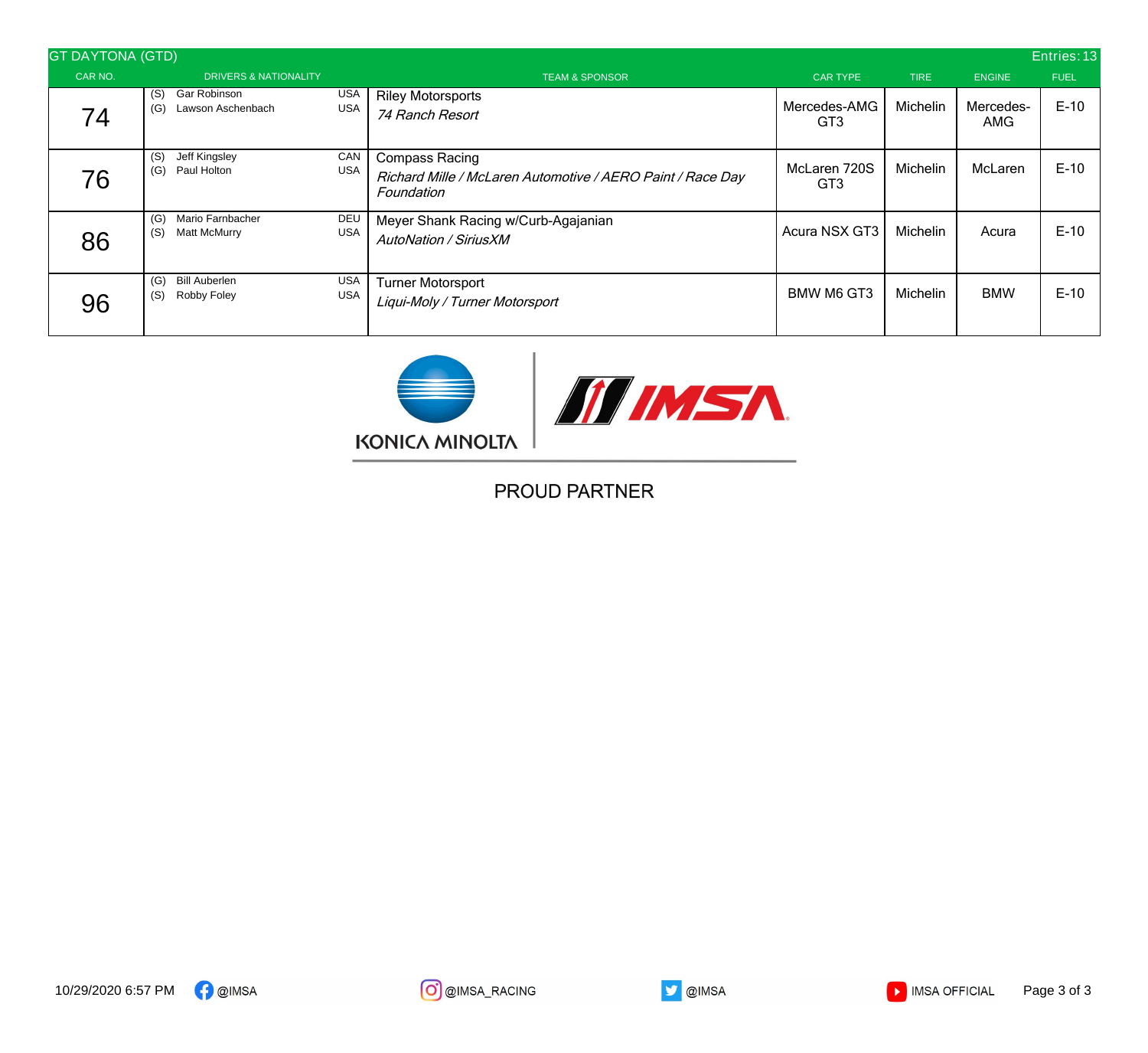## GT DAYTONA (GTD)

Entries: 13

| CAR NO. | DRIVERS & NATIONALITY | TEAM & SPONSOR | CAR TYPE | TIRE | ENGINE | FUEL |
|---|---|---|---|---|---|---|
| 74 | (S) Gar Robinson USA<br>(G) Lawson Aschenbach USA | Riley Motorsports<br>*74 Ranch Resort* | Mercedes-AMG GT3 | Michelin | Mercedes-AMG | E-10 |
| 76 | (S) Jeff Kingsley CAN<br>(G) Paul Holton USA | Compass Racing<br>*Richard Mille / McLaren Automotive / AERO Paint / Race Day Foundation* | McLaren 720S GT3 | Michelin | McLaren | E-10 |
| 86 | (G) Mario Farnbacher DEU<br>(S) Matt McMurry USA | Meyer Shank Racing w/Curb-Agajanian<br>*AutoNation / SiriusXM* | Acura NSX GT3 | Michelin | Acura | E-10 |
| 96 | (G) Bill Auberlen USA<br>(S) Robby Foley USA | Turner Motorsport<br>*Liqui-Moly / Turner Motorsport* | BMW M6 GT3 | Michelin | BMW | E-10 |

KONICA MINOLTA | IMSA

PROUD PARTNER

10/29/2020 6:57 PM  @IMSA  @IMSA_RACING  @IMSA  IMSA OFFICIAL